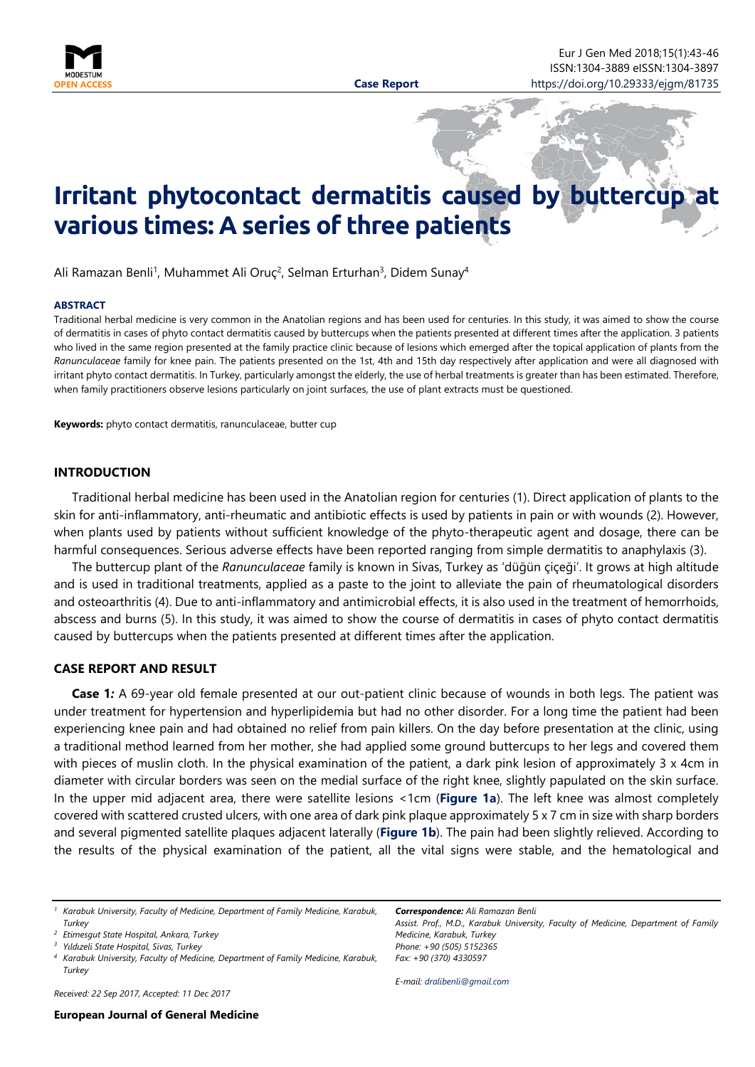# Irritant phytocontact dermatitis caused by buttercup at various times: A series of three patients

Ali Ramazan Benli[1], Muhammet Ali Oruç[2], Selman Erturhan[3], Didem Sunay[4]

**Case Report**

## ABSTRACT

Traditional herbal medicine is very common in the Anatolian regions and has been used for centuries. In this study, it was aimed to show the course of dermatitis in cases of phyto contact dermatitis caused by buttercups when the patients presented at different times after the application. 3 patients who lived in the same region presented at the family practice clinic because of lesions which emerged after the topical application of plants from the *Ranunculaceae* family for knee pain. The patients presented on the 1st, 4th and 15th day respectively after application and were all diagnosed with irritant phyto contact dermatitis. In Turkey, particularly amongst the elderly, the use of herbal treatments is greater than has been estimated. Therefore, when family practitioners observe lesions particularly on joint surfaces, the use of plant extracts must be questioned.

**Keywords:** phyto contact dermatitis, ranunculaceae, butter cup

## INTRODUCTION

Traditional herbal medicine has been used in the Anatolian region for centuries (1). Direct application of plants to the skin for anti-inflammatory, anti-rheumatic and antibiotic effects is used by patients in pain or with wounds (2). However, when plants used by patients without sufficient knowledge of the phyto-therapeutic agent and dosage, there can be harmful consequences. Serious adverse effects have been reported ranging from simple dermatitis to anaphylaxis (3).

The buttercup plant of the *Ranunculaceae* family is known in Sivas, Turkey as 'düğün çiçeği'. It grows at high altitude and is used in traditional treatments, applied as a paste to the joint to alleviate the pain of rheumatological disorders and osteoarthritis (4). Due to anti-inflammatory and antimicrobial effects, it is also used in the treatment of hemorrhoids, abscess and burns (5). In this study, it was aimed to show the course of dermatitis in cases of phyto contact dermatitis caused by buttercups when the patients presented at different times after the application.

## CASE REPORT AND RESULT

**Case 1*:*** A 69-year old female presented at our out-patient clinic because of wounds in both legs. The patient was under treatment for hypertension and hyperlipidemia but had no other disorder. For a long time the patient had been experiencing knee pain and had obtained no relief from pain killers. On the day before presentation at the clinic, using a traditional method learned from her mother, she had applied some ground buttercups to her legs and covered them with pieces of muslin cloth. In the physical examination of the patient, a dark pink lesion of approximately 3 x 4cm in diameter with circular borders was seen on the medial surface of the right knee, slightly papulated on the skin surface. In the upper mid adjacent area, there were satellite lesions <1cm (**Figure 1a**). The left knee was almost completely covered with scattered crusted ulcers, with one area of dark pink plaque approximately 5 x 7 cm in size with sharp borders and several pigmented satellite plaques adjacent laterally (**Figure 1b**). The pain had been slightly relieved. According to the results of the physical examination of the patient, all the vital signs were stable, and the hematological and

---

[1] *Karabuk University, Faculty of Medicine, Department of Family Medicine, Karabuk, Turkey*
[2] *Etimesgut State Hospital, Ankara, Turkey*
[3] *Yıldızeli State Hospital, Sivas, Turkey*
[4] *Karabuk University, Faculty of Medicine, Department of Family Medicine, Karabuk, Turkey*

*Received: 22 Sep 2017, Accepted: 11 Dec 2017*

***Correspondence:*** *Ali Ramazan Benli*
*Assist. Prof., M.D., Karabuk University, Faculty of Medicine, Department of Family Medicine, Karabuk, Turkey*
*Phone: +90 (505) 5152365*
*Fax: +90 (370) 4330597*

*E-mail: dralibenli@gmail.com*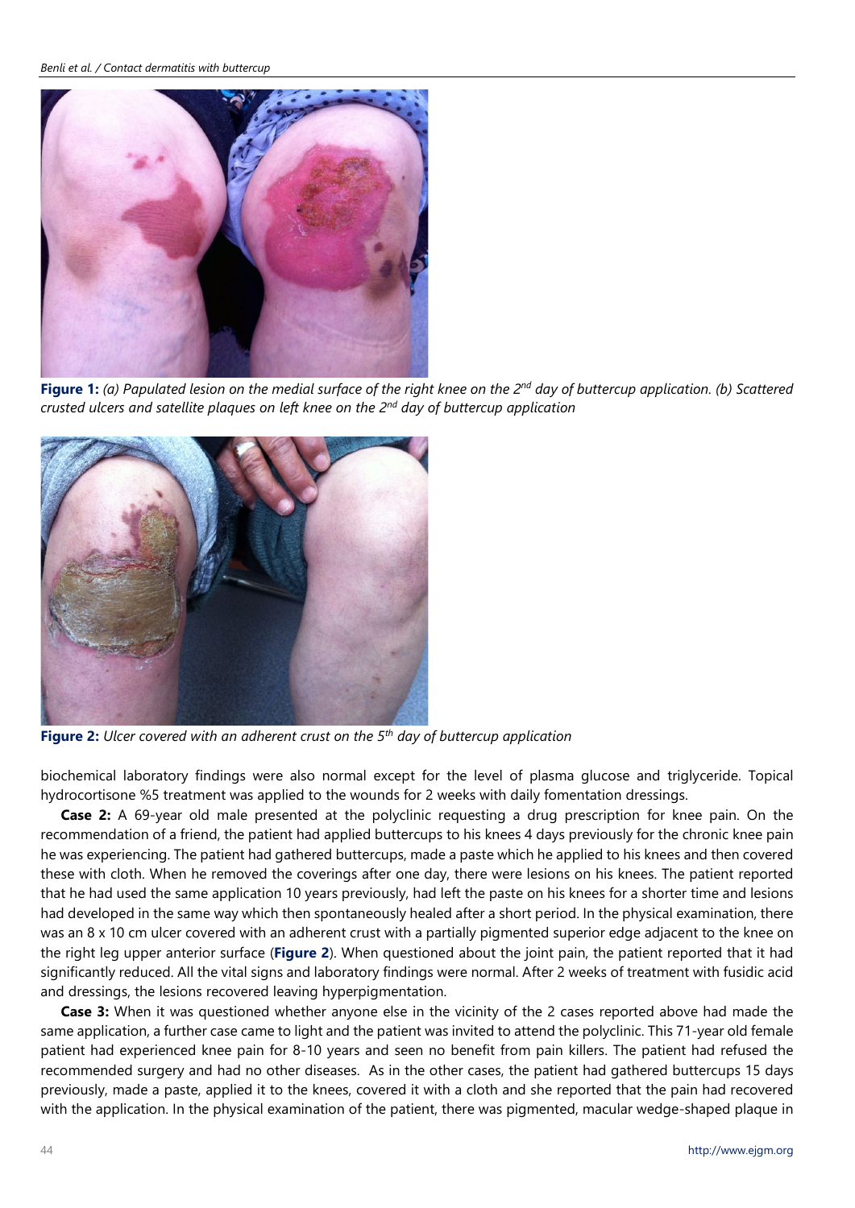**Figure 1:** *(a) Papulated lesion on the medial surface of the right knee on the 2nd day of buttercup application. (b) Scattered crusted ulcers and satellite plaques on left knee on the 2nd day of buttercup application*

**Figure 2:** *Ulcer covered with an adherent crust on the 5th day of buttercup application*

biochemical laboratory findings were also normal except for the level of plasma glucose and triglyceride. Topical hydrocortisone %5 treatment was applied to the wounds for 2 weeks with daily fomentation dressings.

**Case 2:** A 69-year old male presented at the polyclinic requesting a drug prescription for knee pain. On the recommendation of a friend, the patient had applied buttercups to his knees 4 days previously for the chronic knee pain he was experiencing. The patient had gathered buttercups, made a paste which he applied to his knees and then covered these with cloth. When he removed the coverings after one day, there were lesions on his knees. The patient reported that he had used the same application 10 years previously, had left the paste on his knees for a shorter time and lesions had developed in the same way which then spontaneously healed after a short period. In the physical examination, there was an 8 x 10 cm ulcer covered with an adherent crust with a partially pigmented superior edge adjacent to the knee on the right leg upper anterior surface (**Figure 2**). When questioned about the joint pain, the patient reported that it had significantly reduced. All the vital signs and laboratory findings were normal. After 2 weeks of treatment with fusidic acid and dressings, the lesions recovered leaving hyperpigmentation.

**Case 3:** When it was questioned whether anyone else in the vicinity of the 2 cases reported above had made the same application, a further case came to light and the patient was invited to attend the polyclinic. This 71-year old female patient had experienced knee pain for 8-10 years and seen no benefit from pain killers. The patient had refused the recommended surgery and had no other diseases. As in the other cases, the patient had gathered buttercups 15 days previously, made a paste, applied it to the knees, covered it with a cloth and she reported that the pain had recovered with the application. In the physical examination of the patient, there was pigmented, macular wedge-shaped plaque in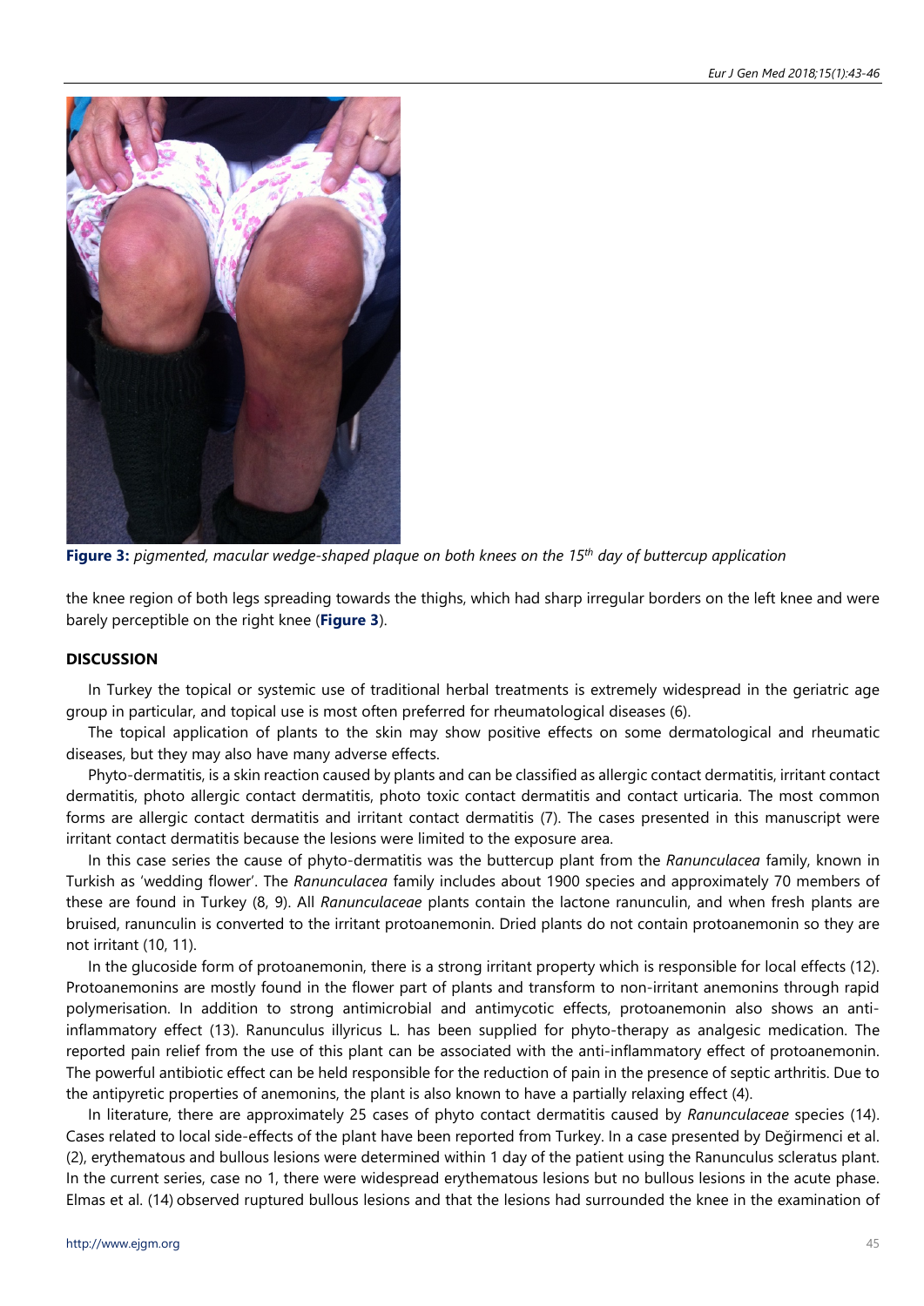**Figure 3:** *pigmented, macular wedge-shaped plaque on both knees on the 15$^{th}$ day of buttercup application*

the knee region of both legs spreading towards the thighs, which had sharp irregular borders on the left knee and were barely perceptible on the right knee (**Figure 3**).

## DISCUSSION

In Turkey the topical or systemic use of traditional herbal treatments is extremely widespread in the geriatric age group in particular, and topical use is most often preferred for rheumatological diseases (6).

The topical application of plants to the skin may show positive effects on some dermatological and rheumatic diseases, but they may also have many adverse effects.

Phyto-dermatitis, is a skin reaction caused by plants and can be classified as allergic contact dermatitis, irritant contact dermatitis, photo allergic contact dermatitis, photo toxic contact dermatitis and contact urticaria. The most common forms are allergic contact dermatitis and irritant contact dermatitis (7). The cases presented in this manuscript were irritant contact dermatitis because the lesions were limited to the exposure area.

In this case series the cause of phyto-dermatitis was the buttercup plant from the *Ranunculacea* family, known in Turkish as 'wedding flower'. The *Ranunculacea* family includes about 1900 species and approximately 70 members of these are found in Turkey (8, 9). All *Ranunculaceae* plants contain the lactone ranunculin, and when fresh plants are bruised, ranunculin is converted to the irritant protoanemonin. Dried plants do not contain protoanemonin so they are not irritant (10, 11).

In the glucoside form of protoanemonin, there is a strong irritant property which is responsible for local effects (12). Protoanemonins are mostly found in the flower part of plants and transform to non-irritant anemonins through rapid polymerisation. In addition to strong antimicrobial and antimycotic effects, protoanemonin also shows an anti-inflammatory effect (13). Ranunculus illyricus L. has been supplied for phyto-therapy as analgesic medication. The reported pain relief from the use of this plant can be associated with the anti-inflammatory effect of protoanemonin. The powerful antibiotic effect can be held responsible for the reduction of pain in the presence of septic arthritis. Due to the antipyretic properties of anemonins, the plant is also known to have a partially relaxing effect (4).

In literature, there are approximately 25 cases of phyto contact dermatitis caused by *Ranunculaceae* species (14). Cases related to local side-effects of the plant have been reported from Turkey. In a case presented by Değirmenci et al. (2), erythematous and bullous lesions were determined within 1 day of the patient using the Ranunculus scleratus plant. In the current series, case no 1, there were widespread erythematous lesions but no bullous lesions in the acute phase. Elmas et al. (14) observed ruptured bullous lesions and that the lesions had surrounded the knee in the examination of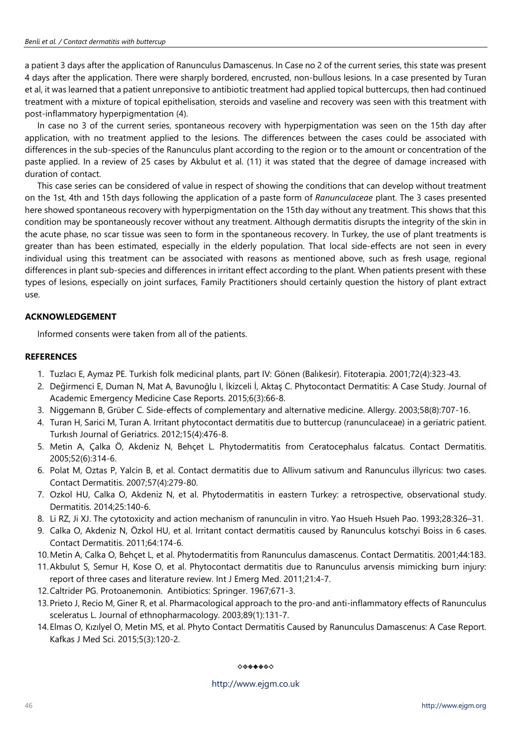a patient 3 days after the application of Ranunculus Damascenus. In Case no 2 of the current series, this state was present 4 days after the application. There were sharply bordered, encrusted, non-bullous lesions. In a case presented by Turan et al, it was learned that a patient unreponsive to antibiotic treatment had applied topical buttercups, then had continued treatment with a mixture of topical epithelisation, steroids and vaseline and recovery was seen with this treatment with post-inflammatory hyperpigmentation (4).

In case no 3 of the current series, spontaneous recovery with hyperpigmentation was seen on the 15th day after application, with no treatment applied to the lesions. The differences between the cases could be associated with differences in the sub-species of the Ranunculus plant according to the region or to the amount or concentration of the paste applied. In a review of 25 cases by Akbulut et al. (11) it was stated that the degree of damage increased with duration of contact.

This case series can be considered of value in respect of showing the conditions that can develop without treatment on the 1st, 4th and 15th days following the application of a paste form of *Ranunculaceae* plant. The 3 cases presented here showed spontaneous recovery with hyperpigmentation on the 15th day without any treatment. This shows that this condition may be spontaneously recover without any treatment. Although dermatitis disrupts the integrity of the skin in the acute phase, no scar tissue was seen to form in the spontaneous recovery. In Turkey, the use of plant treatments is greater than has been estimated, especially in the elderly population. That local side-effects are not seen in every individual using this treatment can be associated with reasons as mentioned above, such as fresh usage, regional differences in plant sub-species and differences in irritant effect according to the plant. When patients present with these types of lesions, especially on joint surfaces, Family Practitioners should certainly question the history of plant extract use.

## ACKNOWLEDGEMENT

Informed consents were taken from all of the patients.

## REFERENCES

1. Tuzlacı E, Aymaz PE. Turkish folk medicinal plants, part IV: Gönen (Balıkesir). Fitoterapia. 2001;72(4):323-43.
2. Değirmenci E, Duman N, Mat A, Bavunoğlu I, İkizceli İ, Aktaş C. Phytocontact Dermatitis: A Case Study. Journal of Academic Emergency Medicine Case Reports. 2015;6(3):66-8.
3. Niggemann B, Grüber C. Side-effects of complementary and alternative medicine. Allergy. 2003;58(8):707-16.
4. Turan H, Sarici M, Turan A. Irritant phytocontact dermatitis due to buttercup (ranunculaceae) in a geriatric patient. Turkısh Journal of Geriatrics. 2012;15(4):476-8.
5. Metin A, Çalka Ö, Akdeniz N, Behçet L. Phytodermatitis from Ceratocephalus falcatus. Contact Dermatitis. 2005;52(6):314-6.
6. Polat M, Oztas P, Yalcin B, et al. Contact dermatitis due to Allivum sativum and Ranunculus illyricus: two cases. Contact Dermatitis. 2007;57(4):279-80.
7. Ozkol HU, Calka O, Akdeniz N, et al. Phytodermatitis in eastern Turkey: a retrospective, observational study. Dermatitis. 2014;25:140-6.
8. Li RZ, Ji XJ. The cytotoxicity and action mechanism of ranunculin in vitro. Yao Hsueh Hsueh Pao. 1993;28:326–31.
9. Calka O, Akdeniz N, Özkol HU, et al. Irritant contact dermatitis caused by Ranunculus kotschyi Boiss in 6 cases. Contact Dermatitis. 2011;64:174-6.
10. Metin A, Calka O, Behçet L, et al. Phytodermatitis from Ranunculus damascenus. Contact Dermatitis. 2001;44:183.
11. Akbulut S, Semur H, Kose O, et al. Phytocontact dermatitis due to Ranunculus arvensis mimicking burn injury: report of three cases and literature review. Int J Emerg Med. 2011;21:4-7.
12. Caltrider PG. Protoanemonin. Antibiotics: Springer. 1967;671-3.
13. Prieto J, Recio M, Giner R, et al. Pharmacological approach to the pro-and anti-inflammatory effects of Ranunculus sceleratus L. Journal of ethnopharmacology. 2003;89(1):131-7.
14. Elmas O, Kızılyel O, Metin MS, et al. Phyto Contact Dermatitis Caused by Ranunculus Damascenus: A Case Report. Kafkas J Med Sci. 2015;5(3):120-2.

◇◈◈◈◈◇

http://www.ejgm.co.uk